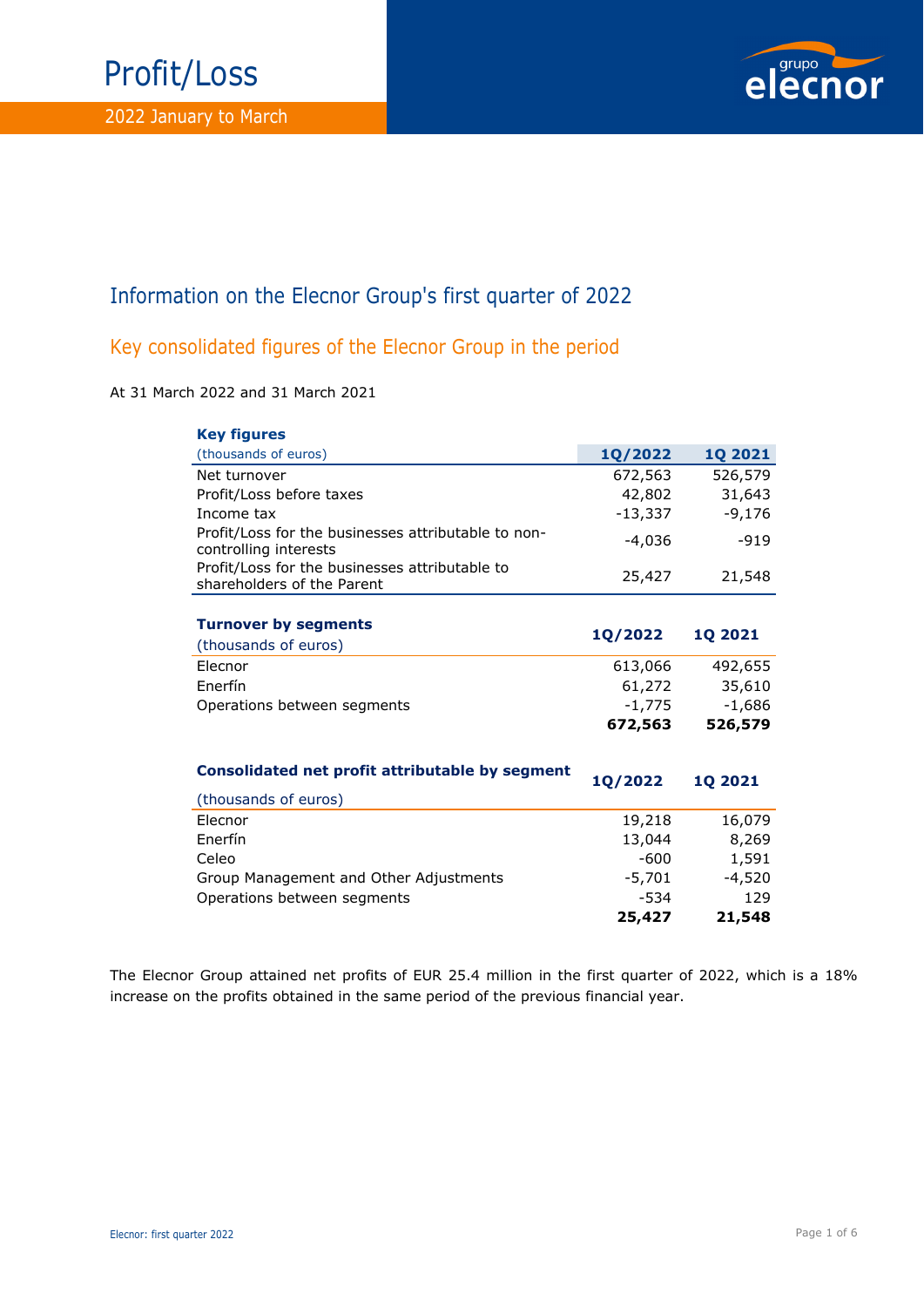# Profit/Loss

2022 January to March

## Information on the Elecnor Group's first quarter of 2022

### Key consolidated figures of the Elecnor Group in the period

At 31 March 2022 and 31 March 2021

| **Key figures** (thousands of euros) | **1Q/2022** | **1Q 2021** |
|---|---|---|
| Net turnover | 672,563 | 526,579 |
| Profit/Loss before taxes | 42,802 | 31,643 |
| Income tax | -13,337 | -9,176 |
| Profit/Loss for the businesses attributable to non-controlling interests | -4,036 | -919 |
| Profit/Loss for the businesses attributable to shareholders of the Parent | 25,427 | 21,548 |

| **Turnover by segments** (thousands of euros) | **1Q/2022** | **1Q 2021** |
|---|---|---|
| Elecnor | 613,066 | 492,655 |
| Enerfín | 61,272 | 35,610 |
| Operations between segments | -1,775 | -1,686 |
| | **672,563** | **526,579** |

| **Consolidated net profit attributable by segment** (thousands of euros) | **1Q/2022** | **1Q 2021** |
|---|---|---|
| Elecnor | 19,218 | 16,079 |
| Enerfín | 13,044 | 8,269 |
| Celeo | -600 | 1,591 |
| Group Management and Other Adjustments | -5,701 | -4,520 |
| Operations between segments | -534 | 129 |
| | **25,427** | **21,548** |

The Elecnor Group attained net profits of EUR 25.4 million in the first quarter of 2022, which is a 18% increase on the profits obtained in the same period of the previous financial year.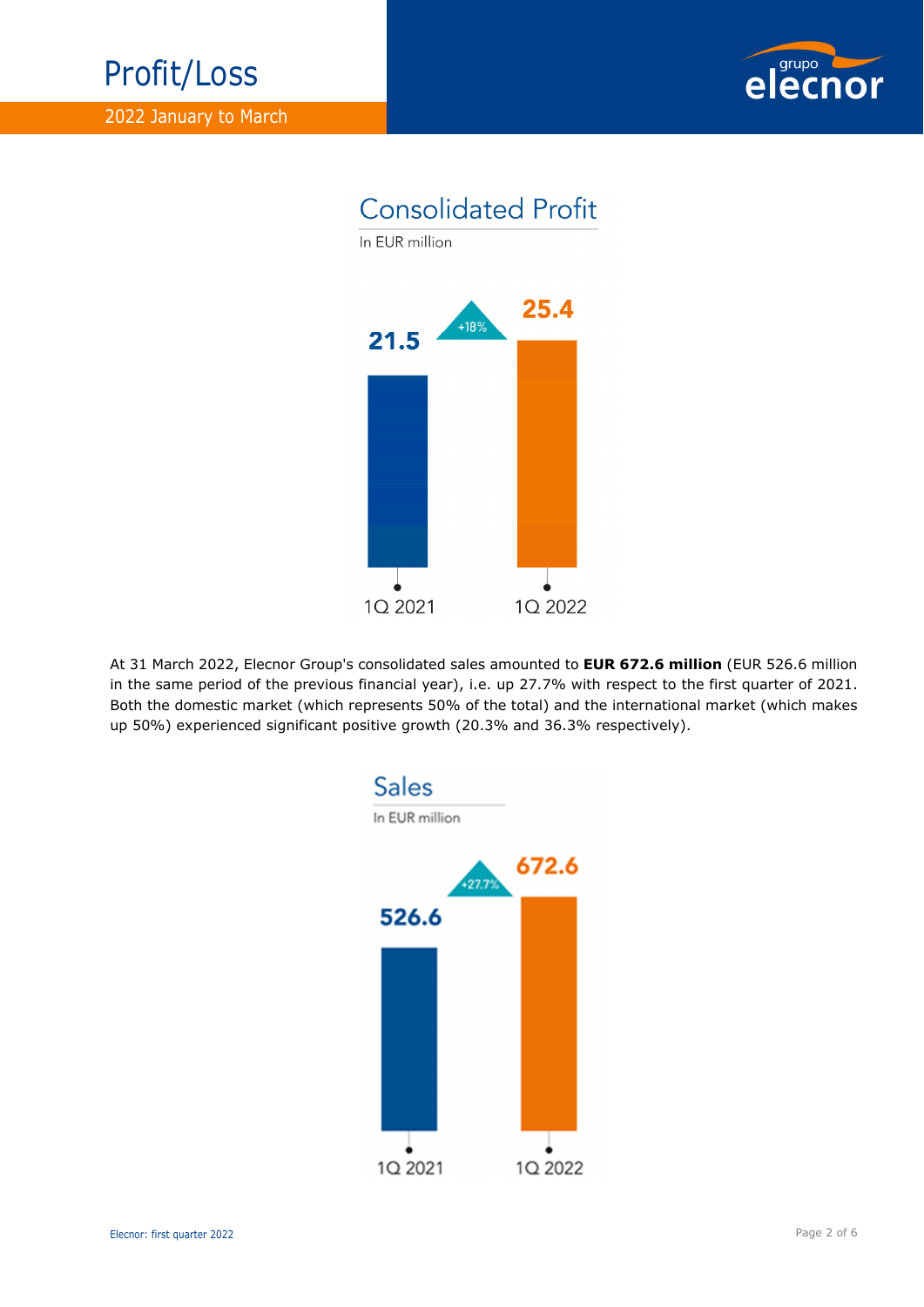# Profit/Loss

2022 January to March

## Consolidated Profit

In EUR million

| | 1Q 2021 | 1Q 2022 |
|---|---|---|
| Consolidated Profit | 21.5 | 25.4 |

+18%

At 31 March 2022, Elecnor Group's consolidated sales amounted to **EUR 672.6 million** (EUR 526.6 million in the same period of the previous financial year), i.e. up 27.7% with respect to the first quarter of 2021. Both the domestic market (which represents 50% of the total) and the international market (which makes up 50%) experienced significant positive growth (20.3% and 36.3% respectively).

## Sales

In EUR million

| | 1Q 2021 | 1Q 2022 |
|---|---|---|
| Sales | 526.6 | 672.6 |

+27.7%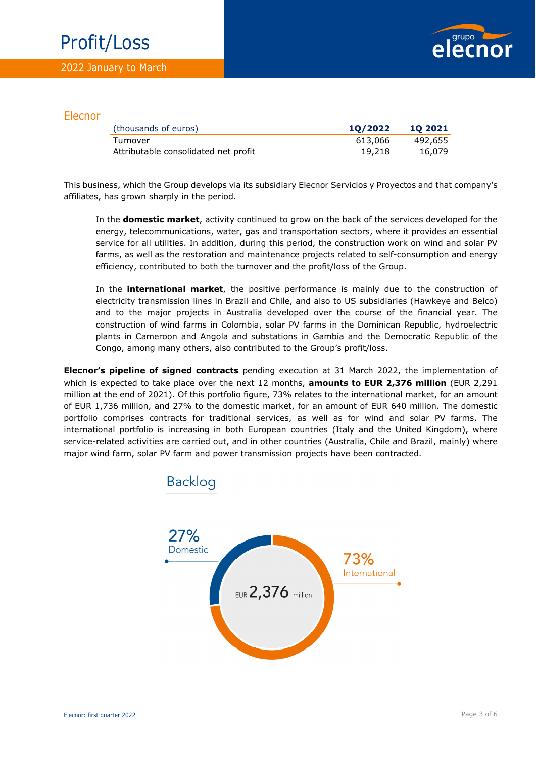# Profit/Loss

2022 January to March

## Elecnor

| (thousands of euros) | 1Q/2022 | 1Q 2021 |
|---|---|---|
| Turnover | 613,066 | 492,655 |
| Attributable consolidated net profit | 19,218 | 16,079 |

This business, which the Group develops via its subsidiary Elecnor Servicios y Proyectos and that company's affiliates, has grown sharply in the period.

In the **domestic market**, activity continued to grow on the back of the services developed for the energy, telecommunications, water, gas and transportation sectors, where it provides an essential service for all utilities. In addition, during this period, the construction work on wind and solar PV farms, as well as the restoration and maintenance projects related to self-consumption and energy efficiency, contributed to both the turnover and the profit/loss of the Group.

In the **international market**, the positive performance is mainly due to the construction of electricity transmission lines in Brazil and Chile, and also to US subsidiaries (Hawkeye and Belco) and to the major projects in Australia developed over the course of the financial year. The construction of wind farms in Colombia, solar PV farms in the Dominican Republic, hydroelectric plants in Cameroon and Angola and substations in Gambia and the Democratic Republic of the Congo, among many others, also contributed to the Group's profit/loss.

**Elecnor's pipeline of signed contracts** pending execution at 31 March 2022, the implementation of which is expected to take place over the next 12 months, **amounts to EUR 2,376 million** (EUR 2,291 million at the end of 2021). Of this portfolio figure, 73% relates to the international market, for an amount of EUR 1,736 million, and 27% to the domestic market, for an amount of EUR 640 million. The domestic portfolio comprises contracts for traditional services, as well as for wind and solar PV farms. The international portfolio is increasing in both European countries (Italy and the United Kingdom), where service-related activities are carried out, and in other countries (Australia, Chile and Brazil, mainly) where major wind farm, solar PV farm and power transmission projects have been contracted.

### Backlog

27% Domestic

73% International

EUR 2,376 million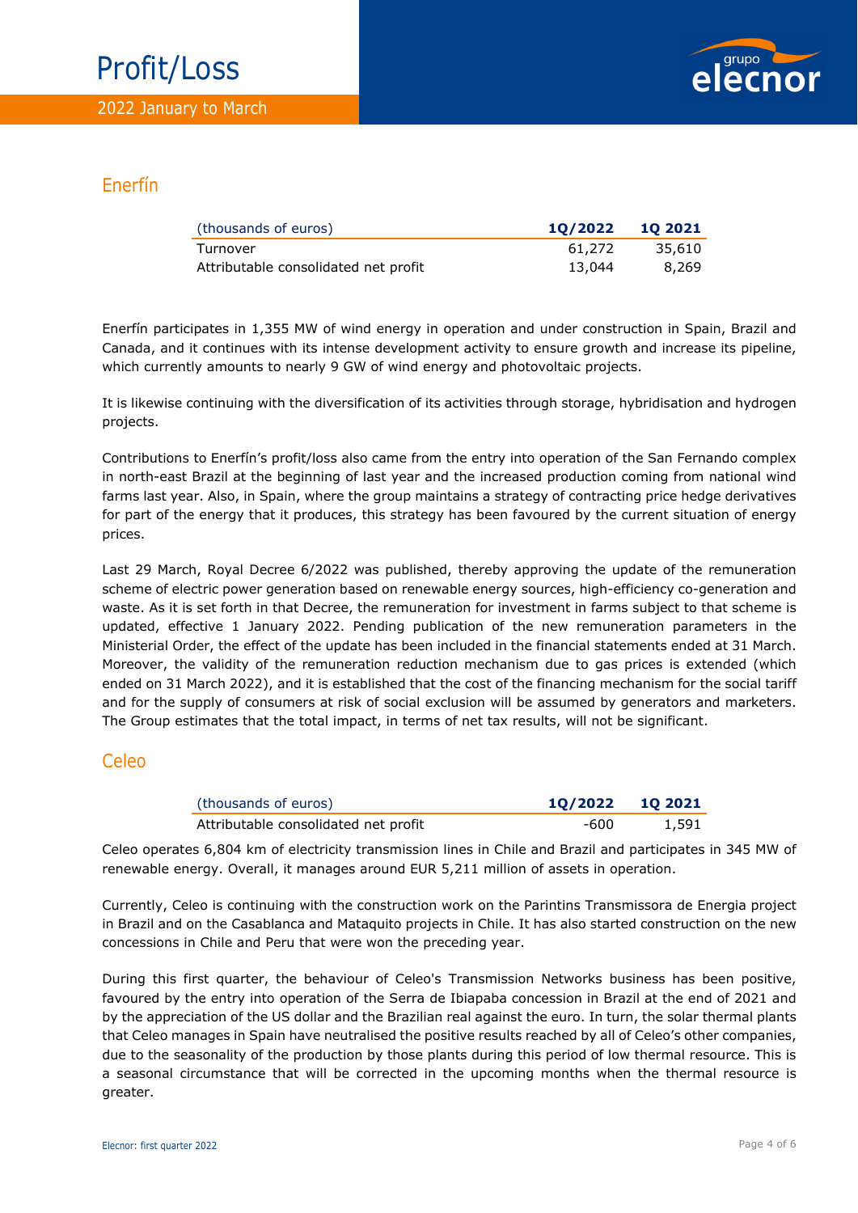# Profit/Loss

2022 January to March

## Enerfín

| (thousands of euros) | 1Q/2022 | 1Q 2021 |
|---|---|---|
| Turnover | 61,272 | 35,610 |
| Attributable consolidated net profit | 13,044 | 8,269 |

Enerfín participates in 1,355 MW of wind energy in operation and under construction in Spain, Brazil and Canada, and it continues with its intense development activity to ensure growth and increase its pipeline, which currently amounts to nearly 9 GW of wind energy and photovoltaic projects.

It is likewise continuing with the diversification of its activities through storage, hybridisation and hydrogen projects.

Contributions to Enerfín's profit/loss also came from the entry into operation of the San Fernando complex in north-east Brazil at the beginning of last year and the increased production coming from national wind farms last year. Also, in Spain, where the group maintains a strategy of contracting price hedge derivatives for part of the energy that it produces, this strategy has been favoured by the current situation of energy prices.

Last 29 March, Royal Decree 6/2022 was published, thereby approving the update of the remuneration scheme of electric power generation based on renewable energy sources, high-efficiency co-generation and waste. As it is set forth in that Decree, the remuneration for investment in farms subject to that scheme is updated, effective 1 January 2022. Pending publication of the new remuneration parameters in the Ministerial Order, the effect of the update has been included in the financial statements ended at 31 March. Moreover, the validity of the remuneration reduction mechanism due to gas prices is extended (which ended on 31 March 2022), and it is established that the cost of the financing mechanism for the social tariff and for the supply of consumers at risk of social exclusion will be assumed by generators and marketers. The Group estimates that the total impact, in terms of net tax results, will not be significant.

## Celeo

| (thousands of euros) | 1Q/2022 | 1Q 2021 |
|---|---|---|
| Attributable consolidated net profit | -600 | 1,591 |

Celeo operates 6,804 km of electricity transmission lines in Chile and Brazil and participates in 345 MW of renewable energy. Overall, it manages around EUR 5,211 million of assets in operation.

Currently, Celeo is continuing with the construction work on the Parintins Transmissora de Energia project in Brazil and on the Casablanca and Mataquito projects in Chile. It has also started construction on the new concessions in Chile and Peru that were won the preceding year.

During this first quarter, the behaviour of Celeo's Transmission Networks business has been positive, favoured by the entry into operation of the Serra de Ibiapaba concession in Brazil at the end of 2021 and by the appreciation of the US dollar and the Brazilian real against the euro. In turn, the solar thermal plants that Celeo manages in Spain have neutralised the positive results reached by all of Celeo's other companies, due to the seasonality of the production by those plants during this period of low thermal resource. This is a seasonal circumstance that will be corrected in the upcoming months when the thermal resource is greater.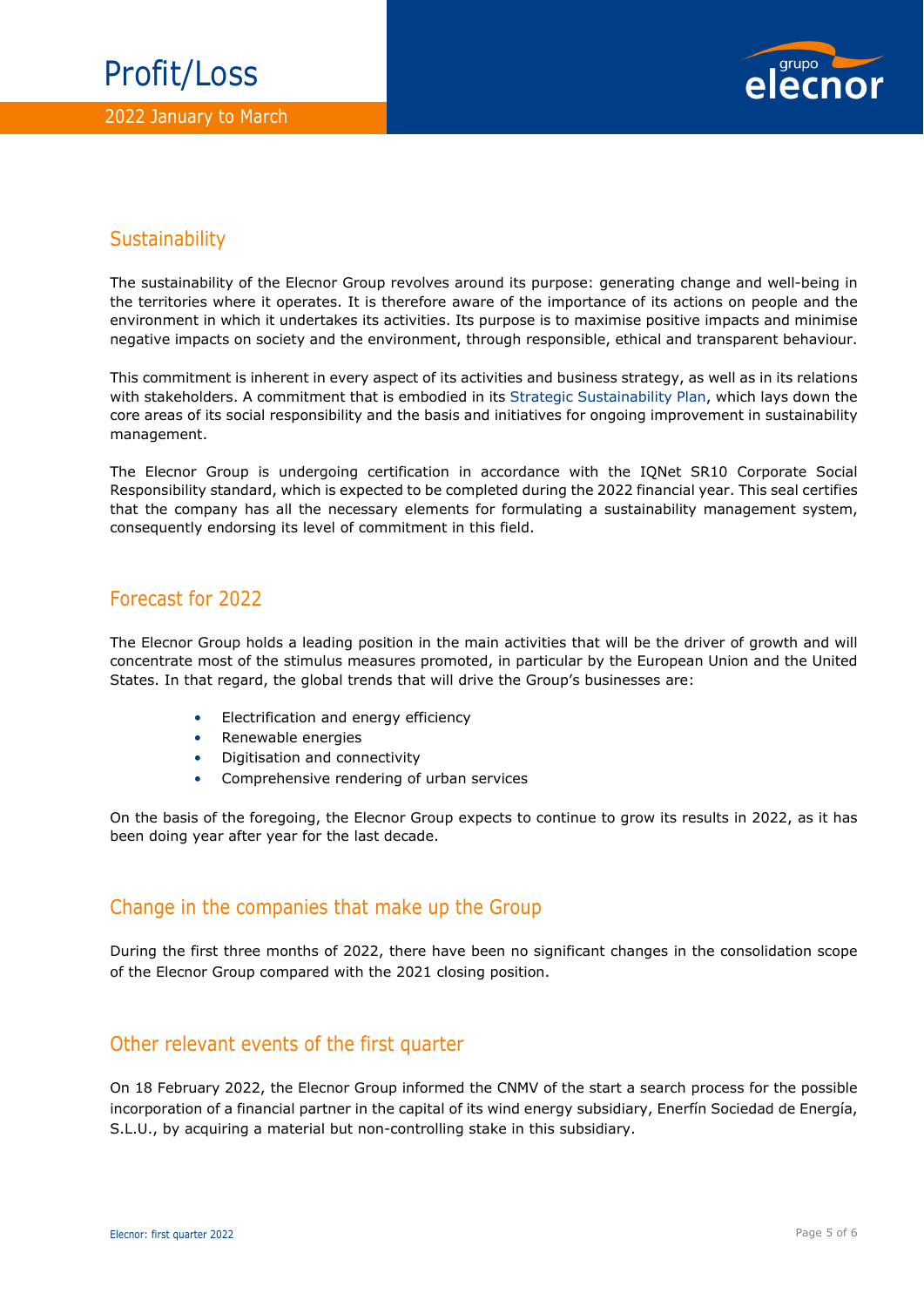## Sustainability

The sustainability of the Elecnor Group revolves around its purpose: generating change and well-being in the territories where it operates. It is therefore aware of the importance of its actions on people and the environment in which it undertakes its activities. Its purpose is to maximise positive impacts and minimise negative impacts on society and the environment, through responsible, ethical and transparent behaviour.

This commitment is inherent in every aspect of its activities and business strategy, as well as in its relations with stakeholders. A commitment that is embodied in its Strategic Sustainability Plan, which lays down the core areas of its social responsibility and the basis and initiatives for ongoing improvement in sustainability management.

The Elecnor Group is undergoing certification in accordance with the IQNet SR10 Corporate Social Responsibility standard, which is expected to be completed during the 2022 financial year. This seal certifies that the company has all the necessary elements for formulating a sustainability management system, consequently endorsing its level of commitment in this field.

## Forecast for 2022

The Elecnor Group holds a leading position in the main activities that will be the driver of growth and will concentrate most of the stimulus measures promoted, in particular by the European Union and the United States. In that regard, the global trends that will drive the Group's businesses are:

- Electrification and energy efficiency
- Renewable energies
- Digitisation and connectivity
- Comprehensive rendering of urban services

On the basis of the foregoing, the Elecnor Group expects to continue to grow its results in 2022, as it has been doing year after year for the last decade.

## Change in the companies that make up the Group

During the first three months of 2022, there have been no significant changes in the consolidation scope of the Elecnor Group compared with the 2021 closing position.

## Other relevant events of the first quarter

On 18 February 2022, the Elecnor Group informed the CNMV of the start a search process for the possible incorporation of a financial partner in the capital of its wind energy subsidiary, Enerfín Sociedad de Energía, S.L.U., by acquiring a material but non-controlling stake in this subsidiary.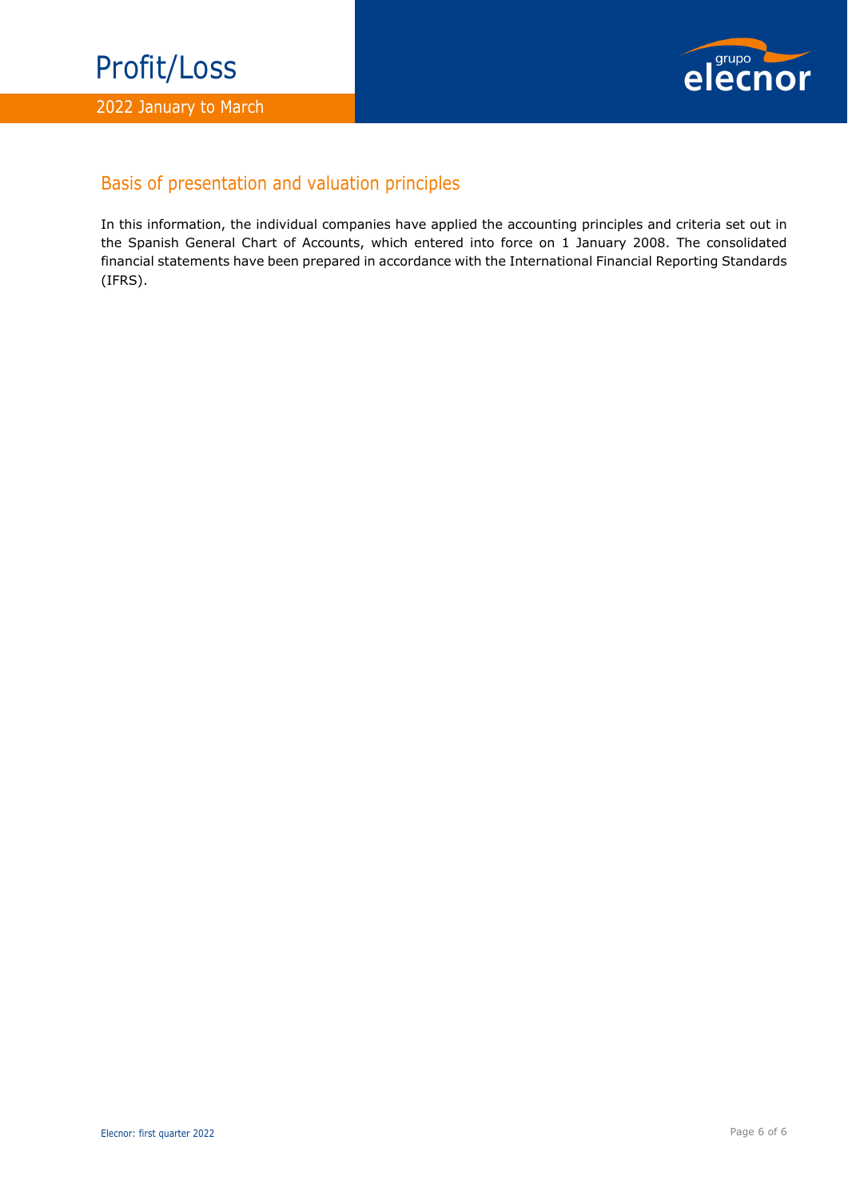## Basis of presentation and valuation principles

In this information, the individual companies have applied the accounting principles and criteria set out in the Spanish General Chart of Accounts, which entered into force on 1 January 2008. The consolidated financial statements have been prepared in accordance with the International Financial Reporting Standards (IFRS).